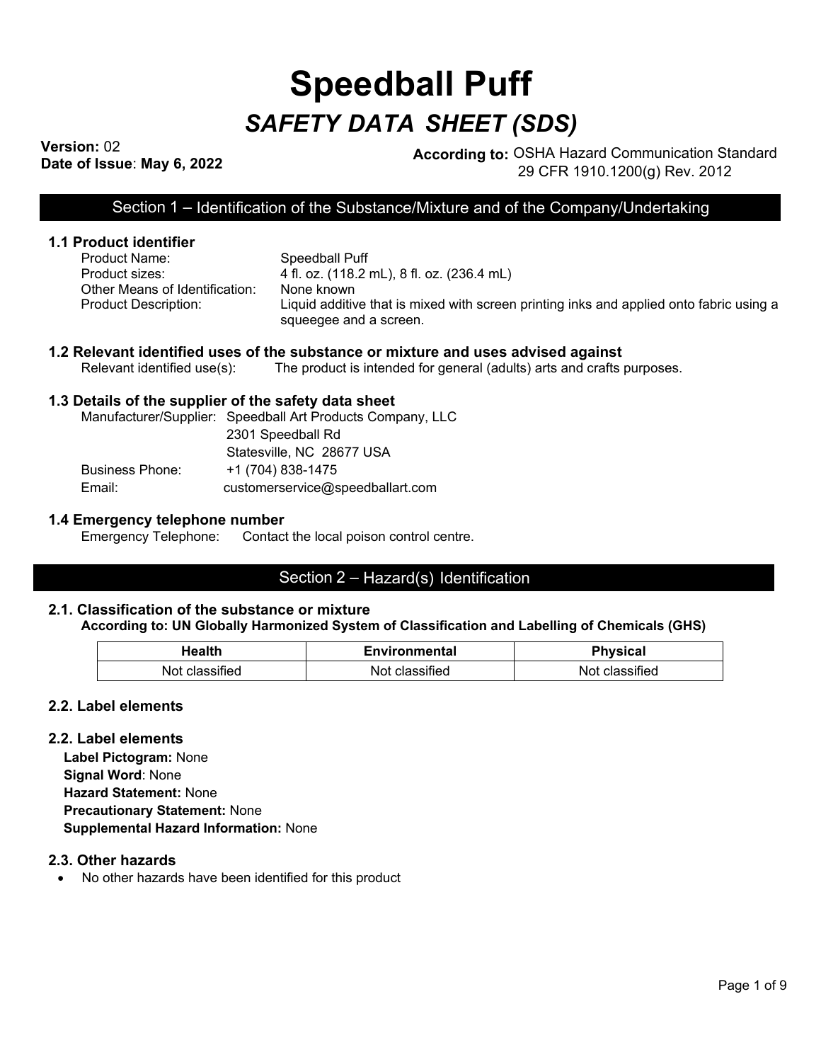# Speedball Puff

## *SAFETY DATA SHEET (SDS)*

**Version:** 02
**Date of Issue**: **May 6, 2022**

**According to:** OSHA Hazard Communication Standard 29 CFR 1910.1200(g) Rev. 2012

## Section 1 – Identification of the Substance/Mixture and of the Company/Undertaking

### 1.1 Product identifier

Product Name: Speedball Puff
Product sizes: 4 fl. oz. (118.2 mL), 8 fl. oz. (236.4 mL)
Other Means of Identification: None known
Product Description: Liquid additive that is mixed with screen printing inks and applied onto fabric using a squeegee and a screen.

### 1.2 Relevant identified uses of the substance or mixture and uses advised against

Relevant identified use(s): The product is intended for general (adults) arts and crafts purposes.

### 1.3 Details of the supplier of the safety data sheet

Manufacturer/Supplier: Speedball Art Products Company, LLC
2301 Speedball Rd
Statesville, NC 28677 USA
Business Phone: +1 (704) 838-1475
Email: customerservice@speedballart.com

### 1.4 Emergency telephone number

Emergency Telephone: Contact the local poison control centre.

## Section 2 – Hazard(s) Identification

### 2.1. Classification of the substance or mixture

**According to: UN Globally Harmonized System of Classification and Labelling of Chemicals (GHS)**

| Health | Environmental | Physical |
|---|---|---|
| Not classified | Not classified | Not classified |

### 2.2. Label elements

### 2.2. Label elements

**Label Pictogram:** None
**Signal Word**: None
**Hazard Statement:** None
**Precautionary Statement:** None
**Supplemental Hazard Information:** None

### 2.3. Other hazards

- No other hazards have been identified for this product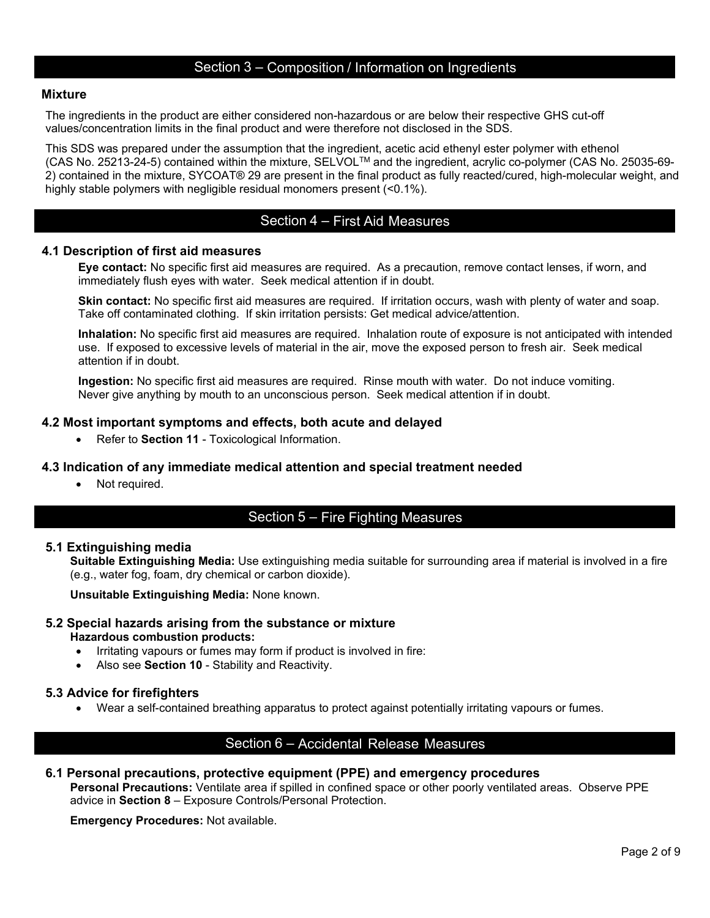## Section 3 – Composition / Information on Ingredients

### Mixture

The ingredients in the product are either considered non-hazardous or are below their respective GHS cut-off values/concentration limits in the final product and were therefore not disclosed in the SDS.

This SDS was prepared under the assumption that the ingredient, acetic acid ethenyl ester polymer with ethenol (CAS No. 25213-24-5) contained within the mixture, SELVOL™ and the ingredient, acrylic co-polymer (CAS No. 25035-69-2) contained in the mixture, SYCOAT® 29 are present in the final product as fully reacted/cured, high-molecular weight, and highly stable polymers with negligible residual monomers present (<0.1%).

## Section 4 – First Aid Measures

### 4.1 Description of first aid measures

**Eye contact:** No specific first aid measures are required. As a precaution, remove contact lenses, if worn, and immediately flush eyes with water. Seek medical attention if in doubt.

**Skin contact:** No specific first aid measures are required. If irritation occurs, wash with plenty of water and soap. Take off contaminated clothing. If skin irritation persists: Get medical advice/attention.

**Inhalation:** No specific first aid measures are required. Inhalation route of exposure is not anticipated with intended use. If exposed to excessive levels of material in the air, move the exposed person to fresh air. Seek medical attention if in doubt.

**Ingestion:** No specific first aid measures are required. Rinse mouth with water. Do not induce vomiting. Never give anything by mouth to an unconscious person. Seek medical attention if in doubt.

### 4.2 Most important symptoms and effects, both acute and delayed

- Refer to **Section 11** - Toxicological Information.

### 4.3 Indication of any immediate medical attention and special treatment needed

- Not required.

## Section 5 – Fire Fighting Measures

### 5.1 Extinguishing media

**Suitable Extinguishing Media:** Use extinguishing media suitable for surrounding area if material is involved in a fire (e.g., water fog, foam, dry chemical or carbon dioxide).

**Unsuitable Extinguishing Media:** None known.

### 5.2 Special hazards arising from the substance or mixture

**Hazardous combustion products:**

- Irritating vapours or fumes may form if product is involved in fire:
- Also see **Section 10** - Stability and Reactivity.

### 5.3 Advice for firefighters

- Wear a self-contained breathing apparatus to protect against potentially irritating vapours or fumes.

## Section 6 – Accidental Release Measures

### 6.1 Personal precautions, protective equipment (PPE) and emergency procedures

**Personal Precautions:** Ventilate area if spilled in confined space or other poorly ventilated areas. Observe PPE advice in **Section 8** – Exposure Controls/Personal Protection.

**Emergency Procedures:** Not available.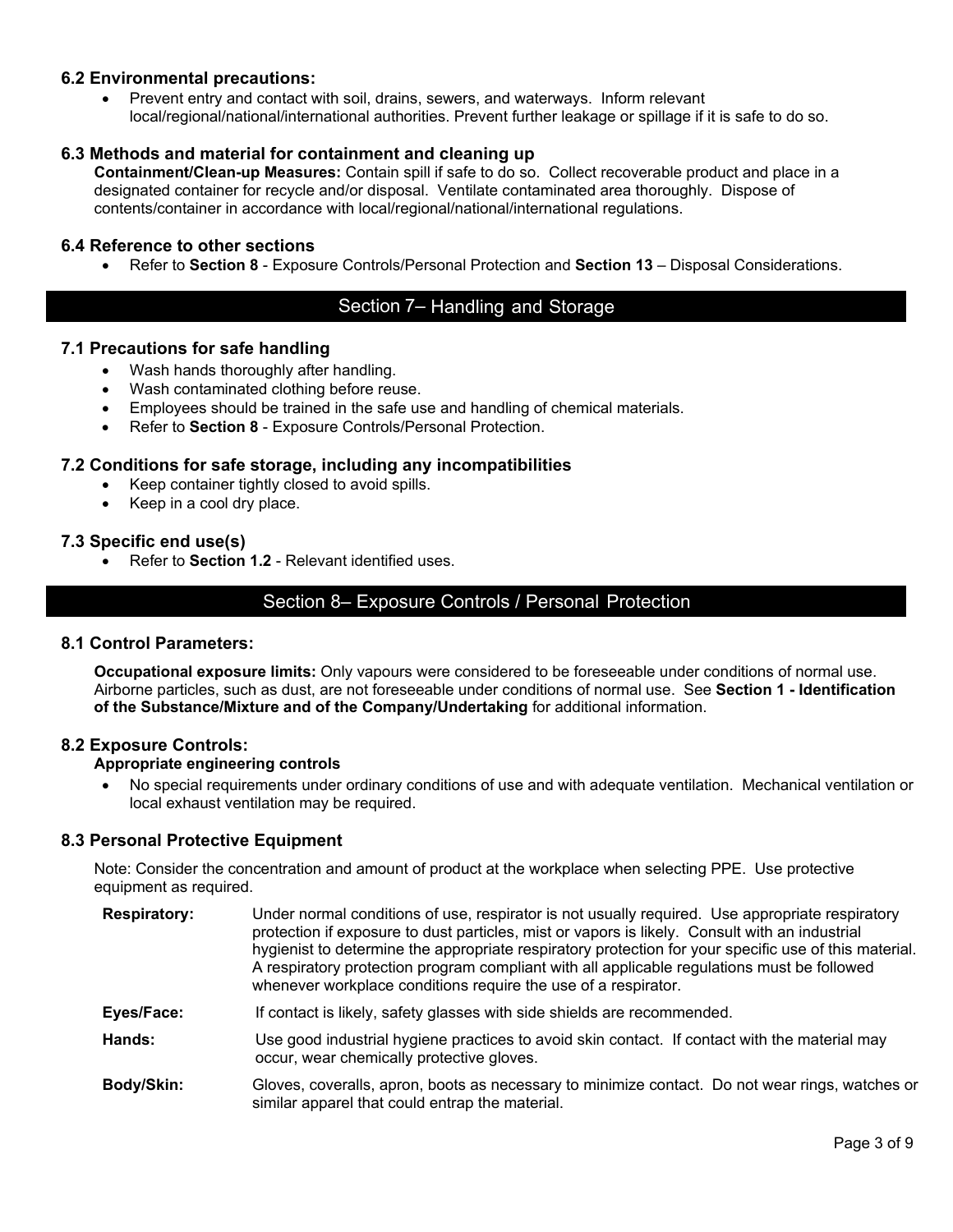### 6.2 Environmental precautions:

- Prevent entry and contact with soil, drains, sewers, and waterways. Inform relevant local/regional/national/international authorities. Prevent further leakage or spillage if it is safe to do so.

### 6.3 Methods and material for containment and cleaning up

**Containment/Clean-up Measures:** Contain spill if safe to do so. Collect recoverable product and place in a designated container for recycle and/or disposal. Ventilate contaminated area thoroughly. Dispose of contents/container in accordance with local/regional/national/international regulations.

### 6.4 Reference to other sections

- Refer to **Section 8** - Exposure Controls/Personal Protection and **Section 13** – Disposal Considerations.

## Section 7– Handling and Storage

### 7.1 Precautions for safe handling

- Wash hands thoroughly after handling.
- Wash contaminated clothing before reuse.
- Employees should be trained in the safe use and handling of chemical materials.
- Refer to **Section 8** - Exposure Controls/Personal Protection.

### 7.2 Conditions for safe storage, including any incompatibilities

- Keep container tightly closed to avoid spills.
- Keep in a cool dry place.

### 7.3 Specific end use(s)

- Refer to **Section 1.2** - Relevant identified uses.

## Section 8– Exposure Controls / Personal Protection

### 8.1 Control Parameters:

**Occupational exposure limits:** Only vapours were considered to be foreseeable under conditions of normal use. Airborne particles, such as dust, are not foreseeable under conditions of normal use. See **Section 1 - Identification of the Substance/Mixture and of the Company/Undertaking** for additional information.

### 8.2 Exposure Controls:

**Appropriate engineering controls**

- No special requirements under ordinary conditions of use and with adequate ventilation. Mechanical ventilation or local exhaust ventilation may be required.

### 8.3 Personal Protective Equipment

Note: Consider the concentration and amount of product at the workplace when selecting PPE. Use protective equipment as required.

**Respiratory:** Under normal conditions of use, respirator is not usually required. Use appropriate respiratory protection if exposure to dust particles, mist or vapors is likely. Consult with an industrial hygienist to determine the appropriate respiratory protection for your specific use of this material. A respiratory protection program compliant with all applicable regulations must be followed whenever workplace conditions require the use of a respirator.

**Eyes/Face:** If contact is likely, safety glasses with side shields are recommended.

**Hands:** Use good industrial hygiene practices to avoid skin contact. If contact with the material may occur, wear chemically protective gloves.

**Body/Skin:** Gloves, coveralls, apron, boots as necessary to minimize contact. Do not wear rings, watches or similar apparel that could entrap the material.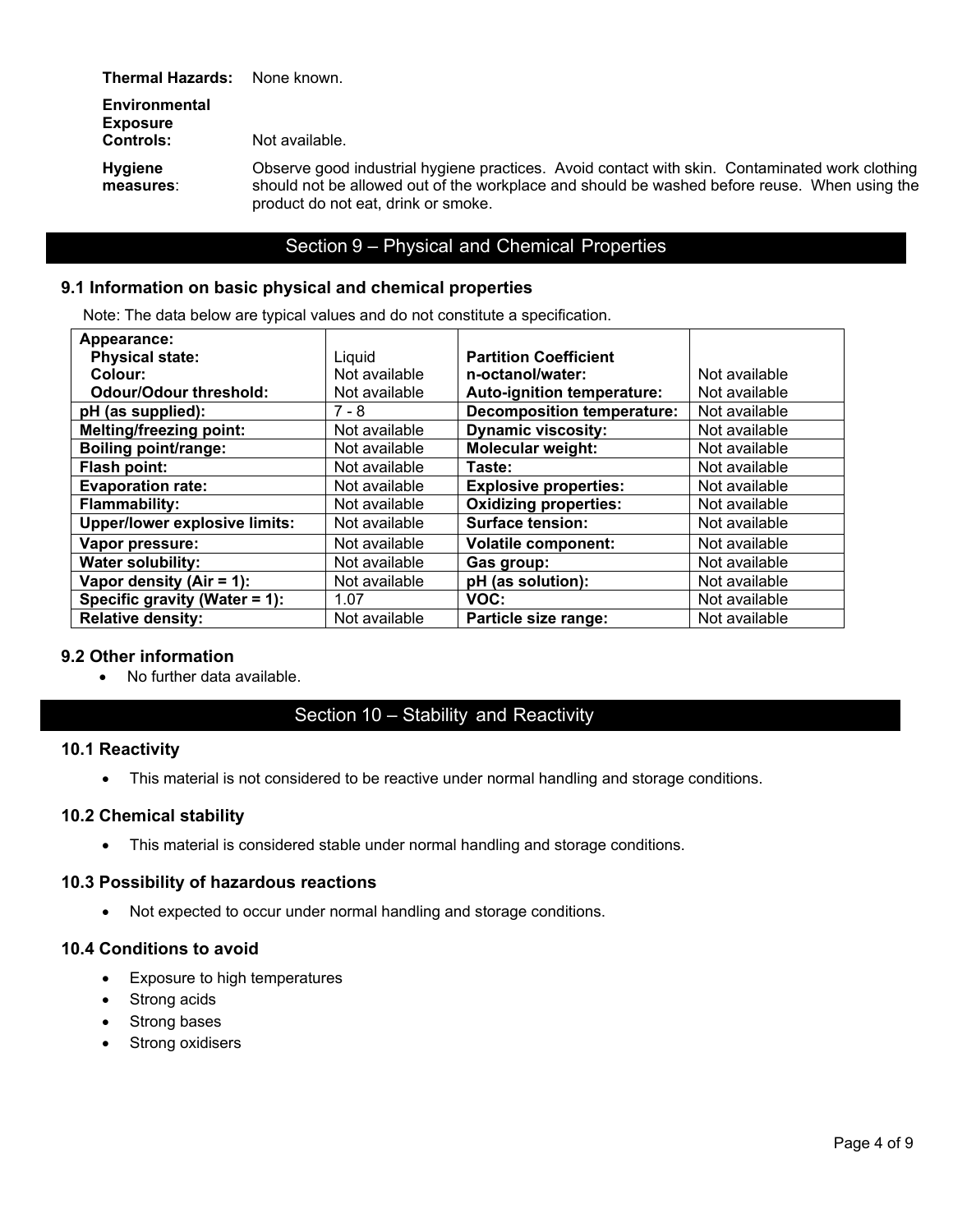**Thermal Hazards:** None known.

**Environmental Exposure Controls:** Not available.

**Hygiene measures**: Observe good industrial hygiene practices. Avoid contact with skin. Contaminated work clothing should not be allowed out of the workplace and should be washed before reuse. When using the product do not eat, drink or smoke.

## Section 9 – Physical and Chemical Properties

### 9.1 Information on basic physical and chemical properties

Note: The data below are typical values and do not constitute a specification.

| | | | |
|---|---|---|---|
| **Appearance:** | | | |
| **Physical state:** | Liquid | **Partition Coefficient** | |
| **Colour:** | Not available | **n-octanol/water:** | Not available |
| **Odour/Odour threshold:** | Not available | **Auto-ignition temperature:** | Not available |
| **pH (as supplied):** | 7 - 8 | **Decomposition temperature:** | Not available |
| **Melting/freezing point:** | Not available | **Dynamic viscosity:** | Not available |
| **Boiling point/range:** | Not available | **Molecular weight:** | Not available |
| **Flash point:** | Not available | **Taste:** | Not available |
| **Evaporation rate:** | Not available | **Explosive properties:** | Not available |
| **Flammability:** | Not available | **Oxidizing properties:** | Not available |
| **Upper/lower explosive limits:** | Not available | **Surface tension:** | Not available |
| **Vapor pressure:** | Not available | **Volatile component:** | Not available |
| **Water solubility:** | Not available | **Gas group:** | Not available |
| **Vapor density (Air = 1):** | Not available | **pH (as solution):** | Not available |
| **Specific gravity (Water = 1):** | 1.07 | **VOC:** | Not available |
| **Relative density:** | Not available | **Particle size range:** | Not available |

### 9.2 Other information

- No further data available.

## Section 10 – Stability and Reactivity

### 10.1 Reactivity

- This material is not considered to be reactive under normal handling and storage conditions.

### 10.2 Chemical stability

- This material is considered stable under normal handling and storage conditions.

### 10.3 Possibility of hazardous reactions

- Not expected to occur under normal handling and storage conditions.

### 10.4 Conditions to avoid

- Exposure to high temperatures
- Strong acids
- Strong bases
- Strong oxidisers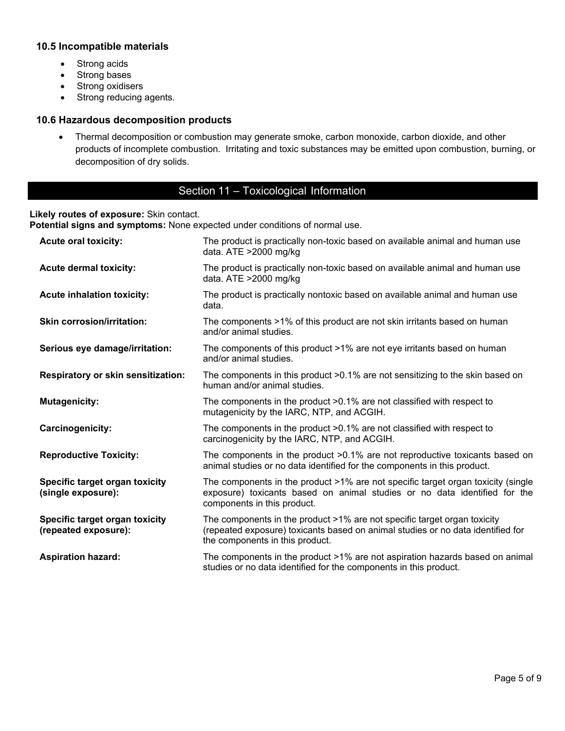### 10.5 Incompatible materials

- Strong acids
- Strong bases
- Strong oxidisers
- Strong reducing agents.

### 10.6 Hazardous decomposition products

- Thermal decomposition or combustion may generate smoke, carbon monoxide, carbon dioxide, and other products of incomplete combustion. Irritating and toxic substances may be emitted upon combustion, burning, or decomposition of dry solids.

## Section 11 – Toxicological Information

**Likely routes of exposure:** Skin contact.
**Potential signs and symptoms:** None expected under conditions of normal use.

| | |
|---|---|
| **Acute oral toxicity:** | The product is practically non-toxic based on available animal and human use data. ATE >2000 mg/kg |
| **Acute dermal toxicity:** | The product is practically non-toxic based on available animal and human use data. ATE >2000 mg/kg |
| **Acute inhalation toxicity:** | The product is practically nontoxic based on available animal and human use data. |
| **Skin corrosion/irritation:** | The components >1% of this product are not skin irritants based on human and/or animal studies. |
| **Serious eye damage/irritation:** | The components of this product >1% are not eye irritants based on human and/or animal studies. |
| **Respiratory or skin sensitization:** | The components in this product >0.1% are not sensitizing to the skin based on human and/or animal studies. |
| **Mutagenicity:** | The components in the product >0.1% are not classified with respect to mutagenicity by the IARC, NTP, and ACGIH. |
| **Carcinogenicity:** | The components in the product >0.1% are not classified with respect to carcinogenicity by the IARC, NTP, and ACGIH. |
| **Reproductive Toxicity:** | The components in the product >0.1% are not reproductive toxicants based on animal studies or no data identified for the components in this product. |
| **Specific target organ toxicity (single exposure):** | The components in the product >1% are not specific target organ toxicity (single exposure) toxicants based on animal studies or no data identified for the components in this product. |
| **Specific target organ toxicity (repeated exposure):** | The components in the product >1% are not specific target organ toxicity (repeated exposure) toxicants based on animal studies or no data identified for the components in this product. |
| **Aspiration hazard:** | The components in the product >1% are not aspiration hazards based on animal studies or no data identified for the components in this product. |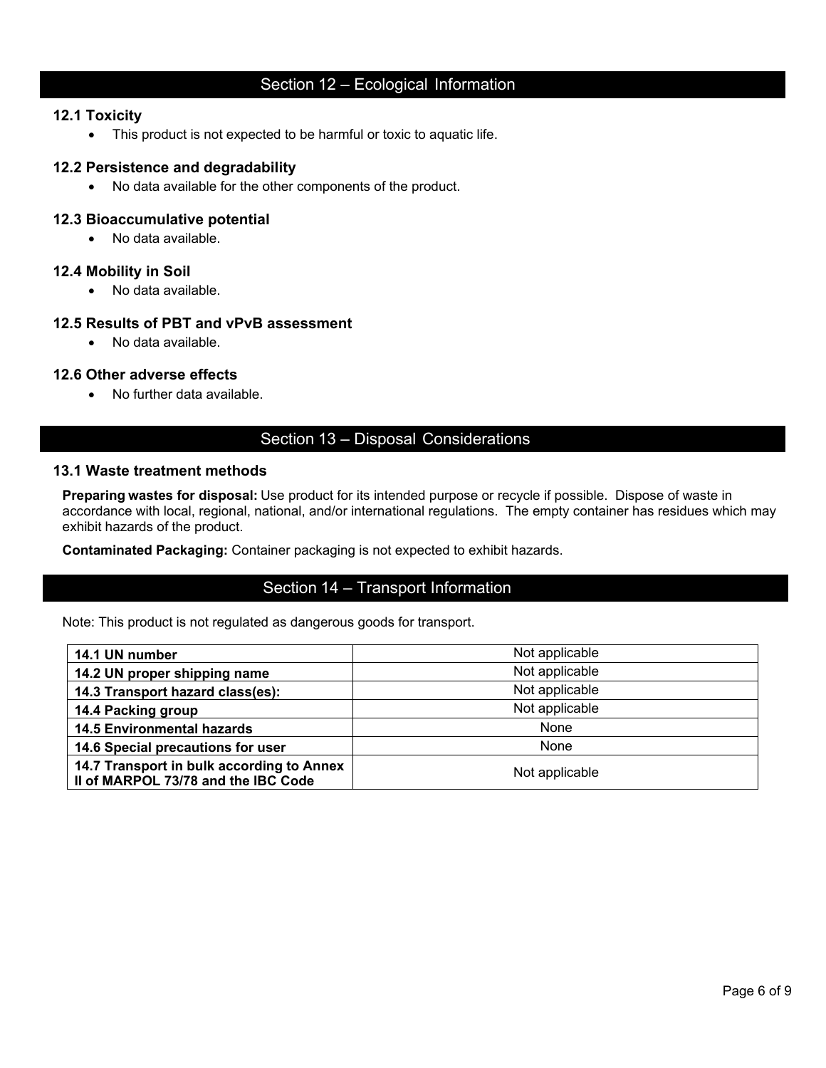## Section 12 – Ecological Information

### 12.1 Toxicity

- This product is not expected to be harmful or toxic to aquatic life.

### 12.2 Persistence and degradability

- No data available for the other components of the product.

### 12.3 Bioaccumulative potential

- No data available.

### 12.4 Mobility in Soil

- No data available.

### 12.5 Results of PBT and vPvB assessment

- No data available.

### 12.6 Other adverse effects

- No further data available.

## Section 13 – Disposal Considerations

### 13.1 Waste treatment methods

**Preparing wastes for disposal:** Use product for its intended purpose or recycle if possible. Dispose of waste in accordance with local, regional, national, and/or international regulations. The empty container has residues which may exhibit hazards of the product.

**Contaminated Packaging:** Container packaging is not expected to exhibit hazards.

## Section 14 – Transport Information

Note: This product is not regulated as dangerous goods for transport.

| | |
|---|---|
| **14.1 UN number** | Not applicable |
| **14.2 UN proper shipping name** | Not applicable |
| **14.3 Transport hazard class(es):** | Not applicable |
| **14.4 Packing group** | Not applicable |
| **14.5 Environmental hazards** | None |
| **14.6 Special precautions for user** | None |
| **14.7 Transport in bulk according to Annex II of MARPOL 73/78 and the IBC Code** | Not applicable |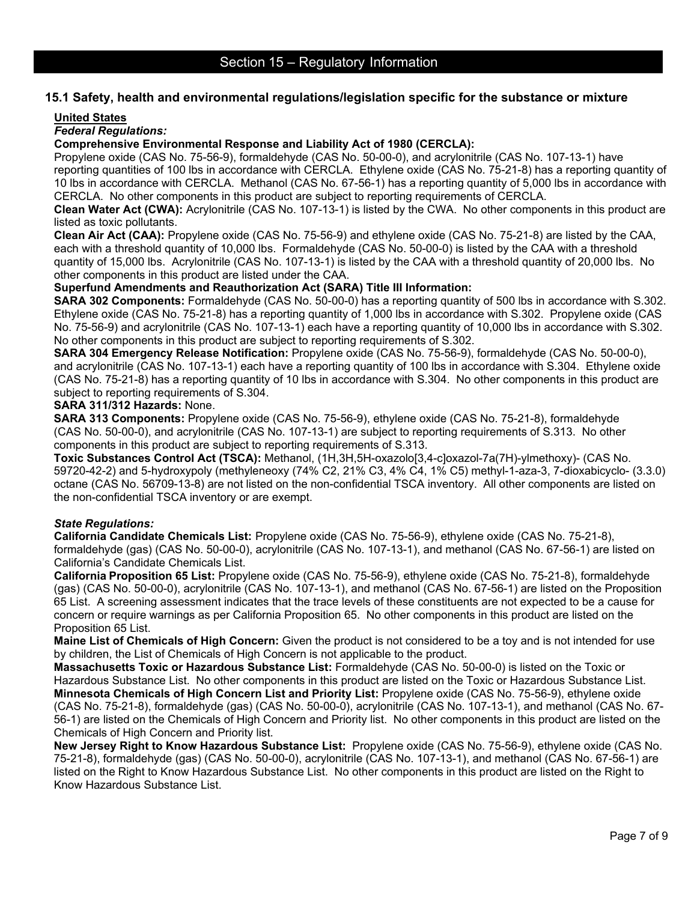# Section 15 – Regulatory Information

## 15.1 Safety, health and environmental regulations/legislation specific for the substance or mixture

**United States**

***Federal Regulations:***

**Comprehensive Environmental Response and Liability Act of 1980 (CERCLA):**
Propylene oxide (CAS No. 75-56-9), formaldehyde (CAS No. 50-00-0), and acrylonitrile (CAS No. 107-13-1) have reporting quantities of 100 lbs in accordance with CERCLA. Ethylene oxide (CAS No. 75-21-8) has a reporting quantity of 10 lbs in accordance with CERCLA. Methanol (CAS No. 67-56-1) has a reporting quantity of 5,000 lbs in accordance with CERCLA. No other components in this product are subject to reporting requirements of CERCLA.

**Clean Water Act (CWA):** Acrylonitrile (CAS No. 107-13-1) is listed by the CWA. No other components in this product are listed as toxic pollutants.

**Clean Air Act (CAA):** Propylene oxide (CAS No. 75-56-9) and ethylene oxide (CAS No. 75-21-8) are listed by the CAA, each with a threshold quantity of 10,000 lbs. Formaldehyde (CAS No. 50-00-0) is listed by the CAA with a threshold quantity of 15,000 lbs. Acrylonitrile (CAS No. 107-13-1) is listed by the CAA with a threshold quantity of 20,000 lbs. No other components in this product are listed under the CAA.

**Superfund Amendments and Reauthorization Act (SARA) Title III Information:**

**SARA 302 Components:** Formaldehyde (CAS No. 50-00-0) has a reporting quantity of 500 lbs in accordance with S.302. Ethylene oxide (CAS No. 75-21-8) has a reporting quantity of 1,000 lbs in accordance with S.302. Propylene oxide (CAS No. 75-56-9) and acrylonitrile (CAS No. 107-13-1) each have a reporting quantity of 10,000 lbs in accordance with S.302. No other components in this product are subject to reporting requirements of S.302.

**SARA 304 Emergency Release Notification:** Propylene oxide (CAS No. 75-56-9), formaldehyde (CAS No. 50-00-0), and acrylonitrile (CAS No. 107-13-1) each have a reporting quantity of 100 lbs in accordance with S.304. Ethylene oxide (CAS No. 75-21-8) has a reporting quantity of 10 lbs in accordance with S.304. No other components in this product are subject to reporting requirements of S.304.

**SARA 311/312 Hazards:** None.

**SARA 313 Components:** Propylene oxide (CAS No. 75-56-9), ethylene oxide (CAS No. 75-21-8), formaldehyde (CAS No. 50-00-0), and acrylonitrile (CAS No. 107-13-1) are subject to reporting requirements of S.313. No other components in this product are subject to reporting requirements of S.313.

**Toxic Substances Control Act (TSCA):** Methanol, (1H,3H,5H-oxazolo[3,4-c]oxazol-7a(7H)-ylmethoxy)- (CAS No. 59720-42-2) and 5-hydroxypoly (methyleneoxy (74% C2, 21% C3, 4% C4, 1% C5) methyl-1-aza-3, 7-dioxabicyclo- (3.3.0) octane (CAS No. 56709-13-8) are not listed on the non-confidential TSCA inventory. All other components are listed on the non-confidential TSCA inventory or are exempt.

***State Regulations:***

**California Candidate Chemicals List:** Propylene oxide (CAS No. 75-56-9), ethylene oxide (CAS No. 75-21-8), formaldehyde (gas) (CAS No. 50-00-0), acrylonitrile (CAS No. 107-13-1), and methanol (CAS No. 67-56-1) are listed on California's Candidate Chemicals List.

**California Proposition 65 List:** Propylene oxide (CAS No. 75-56-9), ethylene oxide (CAS No. 75-21-8), formaldehyde (gas) (CAS No. 50-00-0), acrylonitrile (CAS No. 107-13-1), and methanol (CAS No. 67-56-1) are listed on the Proposition 65 List. A screening assessment indicates that the trace levels of these constituents are not expected to be a cause for concern or require warnings as per California Proposition 65. No other components in this product are listed on the Proposition 65 List.

**Maine List of Chemicals of High Concern:** Given the product is not considered to be a toy and is not intended for use by children, the List of Chemicals of High Concern is not applicable to the product.

**Massachusetts Toxic or Hazardous Substance List:** Formaldehyde (CAS No. 50-00-0) is listed on the Toxic or Hazardous Substance List. No other components in this product are listed on the Toxic or Hazardous Substance List.

**Minnesota Chemicals of High Concern List and Priority List:** Propylene oxide (CAS No. 75-56-9), ethylene oxide (CAS No. 75-21-8), formaldehyde (gas) (CAS No. 50-00-0), acrylonitrile (CAS No. 107-13-1), and methanol (CAS No. 67-56-1) are listed on the Chemicals of High Concern and Priority list. No other components in this product are listed on the Chemicals of High Concern and Priority list.

**New Jersey Right to Know Hazardous Substance List:** Propylene oxide (CAS No. 75-56-9), ethylene oxide (CAS No. 75-21-8), formaldehyde (gas) (CAS No. 50-00-0), acrylonitrile (CAS No. 107-13-1), and methanol (CAS No. 67-56-1) are listed on the Right to Know Hazardous Substance List. No other components in this product are listed on the Right to Know Hazardous Substance List.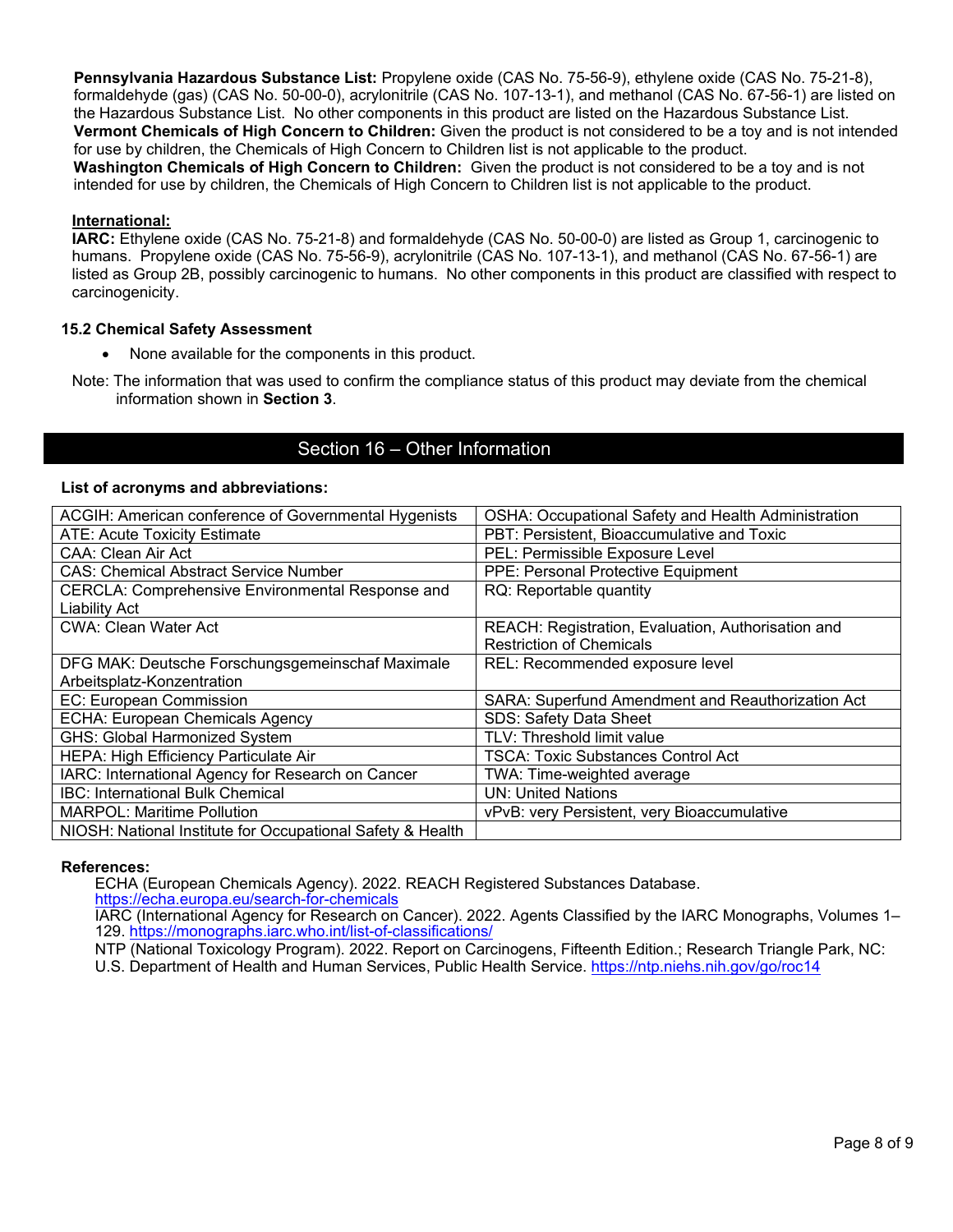**Pennsylvania Hazardous Substance List:** Propylene oxide (CAS No. 75-56-9), ethylene oxide (CAS No. 75-21-8), formaldehyde (gas) (CAS No. 50-00-0), acrylonitrile (CAS No. 107-13-1), and methanol (CAS No. 67-56-1) are listed on the Hazardous Substance List. No other components in this product are listed on the Hazardous Substance List.
**Vermont Chemicals of High Concern to Children:** Given the product is not considered to be a toy and is not intended for use by children, the Chemicals of High Concern to Children list is not applicable to the product.
**Washington Chemicals of High Concern to Children:** Given the product is not considered to be a toy and is not intended for use by children, the Chemicals of High Concern to Children list is not applicable to the product.

**International:**
**IARC:** Ethylene oxide (CAS No. 75-21-8) and formaldehyde (CAS No. 50-00-0) are listed as Group 1, carcinogenic to humans. Propylene oxide (CAS No. 75-56-9), acrylonitrile (CAS No. 107-13-1), and methanol (CAS No. 67-56-1) are listed as Group 2B, possibly carcinogenic to humans. No other components in this product are classified with respect to carcinogenicity.

### 15.2 Chemical Safety Assessment

- None available for the components in this product.

Note: The information that was used to confirm the compliance status of this product may deviate from the chemical information shown in **Section 3**.

## Section 16 – Other Information

**List of acronyms and abbreviations:**

| | |
|---|---|
| ACGIH: American conference of Governmental Hygenists | OSHA: Occupational Safety and Health Administration |
| ATE: Acute Toxicity Estimate | PBT: Persistent, Bioaccumulative and Toxic |
| CAA: Clean Air Act | PEL: Permissible Exposure Level |
| CAS: Chemical Abstract Service Number | PPE: Personal Protective Equipment |
| CERCLA: Comprehensive Environmental Response and Liability Act | RQ: Reportable quantity |
| CWA: Clean Water Act | REACH: Registration, Evaluation, Authorisation and Restriction of Chemicals |
| DFG MAK: Deutsche Forschungsgemeinschaf Maximale Arbeitsplatz-Konzentration | REL: Recommended exposure level |
| EC: European Commission | SARA: Superfund Amendment and Reauthorization Act |
| ECHA: European Chemicals Agency | SDS: Safety Data Sheet |
| GHS: Global Harmonized System | TLV: Threshold limit value |
| HEPA: High Efficiency Particulate Air | TSCA: Toxic Substances Control Act |
| IARC: International Agency for Research on Cancer | TWA: Time-weighted average |
| IBC: International Bulk Chemical | UN: United Nations |
| MARPOL: Maritime Pollution | vPvB: very Persistent, very Bioaccumulative |
| NIOSH: National Institute for Occupational Safety & Health | |

**References:**

ECHA (European Chemicals Agency). 2022. REACH Registered Substances Database. https://echa.europa.eu/search-for-chemicals

IARC (International Agency for Research on Cancer). 2022. Agents Classified by the IARC Monographs, Volumes 1–129. https://monographs.iarc.who.int/list-of-classifications/

NTP (National Toxicology Program). 2022. Report on Carcinogens, Fifteenth Edition.; Research Triangle Park, NC: U.S. Department of Health and Human Services, Public Health Service. https://ntp.niehs.nih.gov/go/roc14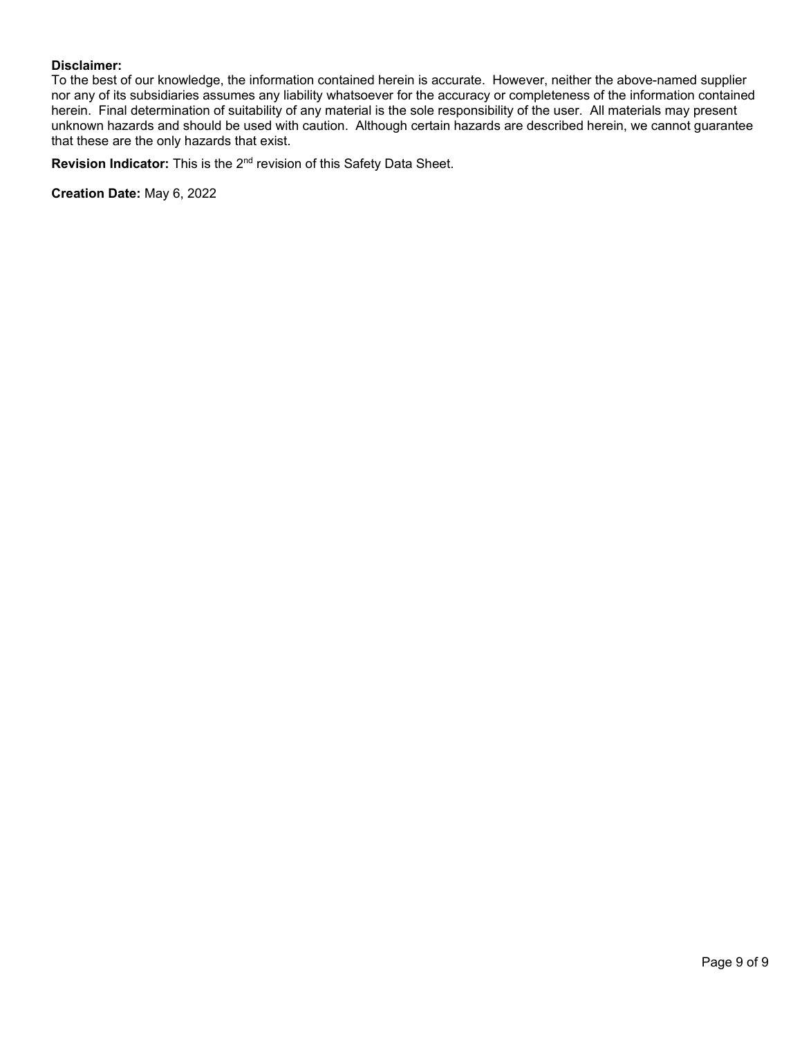**Disclaimer:**
To the best of our knowledge, the information contained herein is accurate. However, neither the above-named supplier nor any of its subsidiaries assumes any liability whatsoever for the accuracy or completeness of the information contained herein. Final determination of suitability of any material is the sole responsibility of the user. All materials may present unknown hazards and should be used with caution. Although certain hazards are described herein, we cannot guarantee that these are the only hazards that exist.

**Revision Indicator:** This is the 2nd revision of this Safety Data Sheet.

**Creation Date:** May 6, 2022